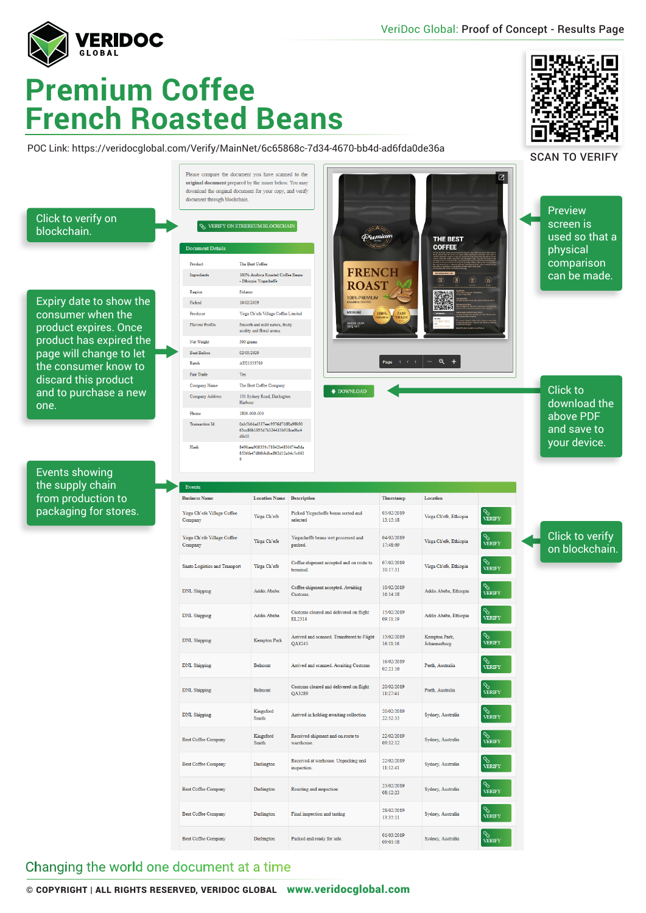VeriDoc Global: Proof of Concept - Results Page

# Premium Coffee French Roasted Beans

POC Link: https://veridocglobal.com/Verify/MainNet/6c65868c-7d34-4670-bb4d-ad6fda0de36a

SCAN TO VERIFY

Please compare the document you have scanned to the **original document** prepared by the issuer below. You may download the original document for your copy, and verify document through blockchain.

VERIFY ON ETHEREUM BLOCKCHAIN

Click to verify on blockchain.

Preview screen is used so that a physical comparison can be made.

**Document Details**

| | |
|---|---|
| Product | The Best Coffee |
| Ingredients | 100% Arabica Roasted Coffee Beans - Ethiopia Yirgacheffe |
| Region | Sidamo |
| Picked | 10/02/2019 |
| Producer | Yirga Ch'efe Village Coffee Limited |
| Flavour Profile | Smooth and mild nature, fruity acidity and floral aroma |
| Net Weight | 500 grams |
| Best Before | 02/05/2020 |
| Batch | AU21558789 |
| Fair Trade | Yes |
| Company Name | The Best Coffee Company |
| Company Address | 151 Sydney Road, Darlington Harbour |
| Phone | 1800-000-000 |
| Transaction Id | 0xb7b6dad117eec9976d71f8a98b9065cc86b1895d7b324413b918ce0bc4dfa10 |
| Hash | 8490aea908359c71842b4830674e8da8526fb47d86bdbeff62d12a04c5c6619 |

Expiry date to show the consumer when the product expires. Once product has expired the page will change to let the consumer know to discard this product and to purchase a new one.

DOWNLOAD

Click to download the above PDF and save to your device.

**Events**

| Business Name | Location Name | Description | Timestamp | Location | |
|---|---|---|---|---|---|
| Yirga Ch'efe Village Coffee Company | Yirga Ch'efe | Picked Yirgacheffe beans sorted and selected | 03/02/2019 13:15:18 | Yirga Ch'efe, Ethiopia | VERIFY |
| Yirga Ch'efe Village Coffee Company | Yirga Ch'efe | Yirgacheffe beans wet processed and packed. | 04/02/2019 17:48:09 | Yirga Ch'efe, Ethiopia | VERIFY |
| Santo Logistics and Transport | Yirga Ch'efe | Coffee shipment accepted and on route to terminal. | 07/02/2019 10:17:31 | Yirga Ch'efe, Ethiopia | VERIFY |
| DNL Shipping | Addis Ababa | Coffee shipment accepted. Awaiting Customs. | 10/02/2019 16:14:18 | Addis Ababa, Ethiopia | VERIFY |
| DNL Shipping | Addis Ababa | Customs cleared and delivered on flight EL2314 | 15/02/2019 09:11:19 | Addis Ababa, Ethiopia | VERIFY |
| DNL Shipping | Kempton Park | Arrived and scanned. Transferred to Flight QA3245 | 15/02/2019 16:11:16 | Kempton Park, Johannesburg | VERIFY |
| DNL Shipping | Belmont | Arrived and scanned. Awaiting Customs | 16/02/2019 02:21:16 | Perth, Australia | VERIFY |
| DNL Shipping | Belmont | Customs cleared and delivered on flight QA3289 | 20/02/2019 11:27:41 | Perth, Australia | VERIFY |
| DNL Shipping | Kingsford Smith | Arrived in holding awaiting collection | 20/02/2019 22:52:33 | Sydney, Australia | VERIFY |
| Best Coffee Company | Kingsford Smith | Received shipment and on route to warehouse. | 22/02/2019 09:32:12 | Sydney, Australia | VERIFY |
| Best Coffee Company | Darlington | Received at warhouse. Unpacking and inspection. | 22/02/2019 11:12:41 | Sydney, Australia | VERIFY |
| Best Coffee Company | Darlington | Roasting and inspection | 23/02/2019 08:12:23 | Sydney, Australia | VERIFY |
| Best Coffee Company | Darlington | Final inspection and tasting | 28/02/2019 13:35:11 | Sydney, Australia | VERIFY |
| Best Coffee Company | Darlington | Packed and ready for sale. | 01/03/2019 09:01:18 | Sydney, Australia | VERIFY |

Events showing the supply chain from production to packaging for stores.

Click to verify on blockchain.

Changing the world one document at a time

© COPYRIGHT | ALL RIGHTS RESERVED, VERIDOC GLOBAL www.veridocglobal.com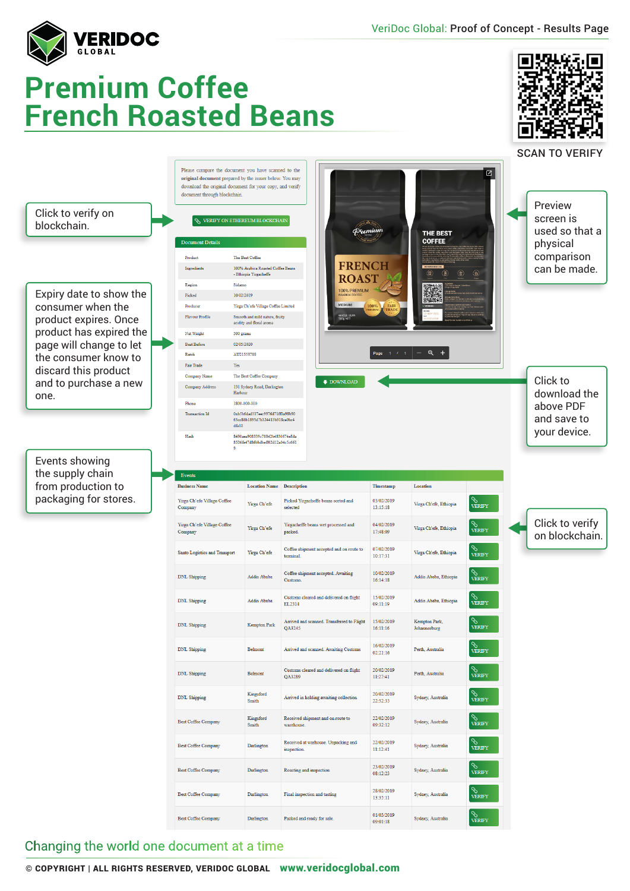VeriDoc Global: Proof of Concept - Results Page

VERIDOC GLOBAL

# Premium Coffee French Roasted Beans

SCAN TO VERIFY

Click to verify on blockchain.

Expiry date to show the consumer when the product expires. Once product has expired the page will change to let the consumer know to discard this product and to purchase a new one.

Events showing the supply chain from production to packaging for stores.

Preview screen is used so that a physical comparison can be made.

Click to download the above PDF and save to your device.

Click to verify on blockchain.

Please compare the document you have scanned to the **original document** prepared by the issuer below. You may download the original document for your copy, and verify document through blockchain.

VERIFY ON ETHEREUM BLOCKCHAIN

DOWNLOAD

Page 1 / 1

**Document Details**

| | |
|---|---|
| Product | The Best Coffee |
| Ingredients | 100% Arabica Roasted Coffee Beans - Ethiopia Yirgacheffe |
| Region | Sidamo |
| Picked | 30/02/2019 |
| Producer | Yirga Ch'efe Village Coffee Limited |
| Flavour Profile | Smooth and mild nature, fruity acidity and floral aroma |
| Net Weight | 500 grams |
| Best Before | 02/05/2020 |
| Batch | AU21558789 |
| Fair Trade | Yes |
| Company Name | The Best Coffee Company |
| Company Address | 131 Sydney Road, Darlington Harbour |
| Phone | 1800.000.000 |
| Transaction Id | 0xb7b6dad117eec5976471f8a98b9065cc86b1895d7b3244139318ca0bc4dfa10 |
| Hash | 8490aaa908339c71842b4830674e8da8526fb47d86bbdbeff62d12a84c5c6619 |

**Events**

| Business Name | Location Name | Description | Timestamp | Location | |
|---|---|---|---|---|---|
| Yirga Ch'efe Village Coffee Company | Yirga Ch'efe | Picked Yirgacheffe beans sorted and selected | 03/02/2019 13:15:18 | Yirga Ch'efe, Ethiopia | VERIFY |
| Yirga Ch'efe Village Coffee Company | Yirga Ch'efe | Yirgacheffe beans wet processed and packed. | 04/02/2019 17:48:09 | Yirga Ch'efe, Ethiopia | VERIFY |
| Santo Logistics and Transport | Yirga Ch'efe | Coffee shipment accepted and on route to terminal. | 07/02/2019 10:17:31 | Yirga Ch'efe, Ethiopia | VERIFY |
| DNL Shipping | Addis Ababa | Coffee shipment accepted. Awaiting Customs. | 10/02/2019 16:14:18 | Addis Ababa, Ethiopia | VERIFY |
| DNL Shipping | Addis Ababa | Customs cleared and delivered on flight EL2314 | 15/02/2019 09:11:19 | Addis Ababa, Ethiopia | VERIFY |
| DNL Shipping | Kempton Park | Arrived and scanned. Transferred to Flight QA3245 | 15/02/2019 16:11:16 | Kempton Park, Johannesburg | VERIFY |
| DNL Shipping | Belmont | Arrived and scanned. Awaiting Customs | 16/02/2019 02:21:16 | Perth, Australia | VERIFY |
| DNL Shipping | Belmont | Customs cleared and delivered on flight QA3289 | 20/02/2019 11:27:41 | Perth, Australia | VERIFY |
| DNL Shipping | Kingsford Smith | Arrived in holding awaiting collection | 20/02/2019 22:52:33 | Sydney, Australia | VERIFY |
| Best Coffee Company | Kingsford Smith | Received shipment and on route to warehouse. | 22/02/2019 09:32:12 | Sydney, Australia | VERIFY |
| Best Coffee Company | Darlington | Received at warhouse. Unpacking and inspection. | 22/02/2019 11:12:41 | Sydney, Australia | VERIFY |
| Best Coffee Company | Darlington | Roasting and inspection | 23/02/2019 08:12:23 | Sydney, Australia | VERIFY |
| Best Coffee Company | Darlington | Final inspection and tasting | 28/02/2019 13:35:11 | Sydney, Australia | VERIFY |
| Best Coffee Company | Darlington | Packed and ready for sale. | 01/03/2019 09:01:18 | Sydney, Australia | VERIFY |

Changing the world one document at a time

© COPYRIGHT | ALL RIGHTS RESERVED, VERIDOC GLOBAL www.veridocglobal.com